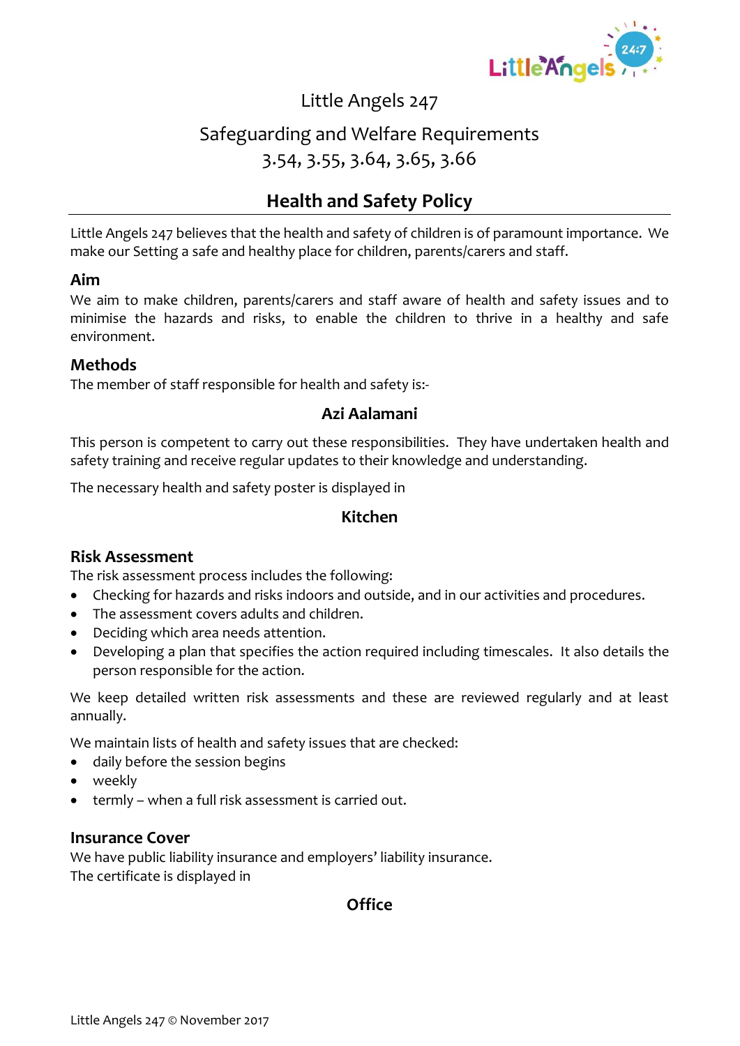Little Angels 247

Safeguarding and Welfare Requirements
3.54, 3.55, 3.64, 3.65, 3.66

# Health and Safety Policy

Little Angels 247 believes that the health and safety of children is of paramount importance. We make our Setting a safe and healthy place for children, parents/carers and staff.

## Aim

We aim to make children, parents/carers and staff aware of health and safety issues and to minimise the hazards and risks, to enable the children to thrive in a healthy and safe environment.

## Methods

The member of staff responsible for health and safety is:-

**Azi Aalamani**

This person is competent to carry out these responsibilities. They have undertaken health and safety training and receive regular updates to their knowledge and understanding.

The necessary health and safety poster is displayed in

**Kitchen**

## Risk Assessment

The risk assessment process includes the following:

- Checking for hazards and risks indoors and outside, and in our activities and procedures.
- The assessment covers adults and children.
- Deciding which area needs attention.
- Developing a plan that specifies the action required including timescales. It also details the person responsible for the action.

We keep detailed written risk assessments and these are reviewed regularly and at least annually.

We maintain lists of health and safety issues that are checked:

- daily before the session begins
- weekly
- termly – when a full risk assessment is carried out.

## Insurance Cover

We have public liability insurance and employers' liability insurance.
The certificate is displayed in

**Office**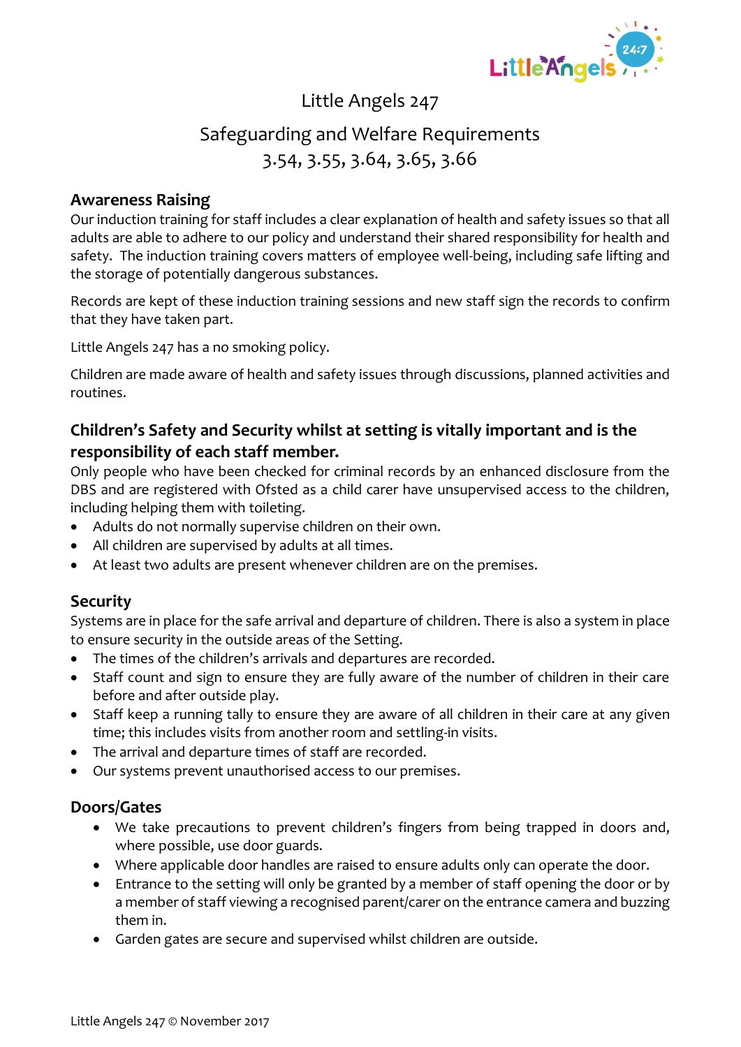# Little Angels 247

## Safeguarding and Welfare Requirements
## 3.54, 3.55, 3.64, 3.65, 3.66

### Awareness Raising

Our induction training for staff includes a clear explanation of health and safety issues so that all adults are able to adhere to our policy and understand their shared responsibility for health and safety. The induction training covers matters of employee well-being, including safe lifting and the storage of potentially dangerous substances.

Records are kept of these induction training sessions and new staff sign the records to confirm that they have taken part.

Little Angels 247 has a no smoking policy.

Children are made aware of health and safety issues through discussions, planned activities and routines.

### Children's Safety and Security whilst at setting is vitally important and is the responsibility of each staff member.

Only people who have been checked for criminal records by an enhanced disclosure from the DBS and are registered with Ofsted as a child carer have unsupervised access to the children, including helping them with toileting.

- Adults do not normally supervise children on their own.
- All children are supervised by adults at all times.
- At least two adults are present whenever children are on the premises.

### Security

Systems are in place for the safe arrival and departure of children. There is also a system in place to ensure security in the outside areas of the Setting.

- The times of the children's arrivals and departures are recorded.
- Staff count and sign to ensure they are fully aware of the number of children in their care before and after outside play.
- Staff keep a running tally to ensure they are aware of all children in their care at any given time; this includes visits from another room and settling-in visits.
- The arrival and departure times of staff are recorded.
- Our systems prevent unauthorised access to our premises.

### Doors/Gates

- We take precautions to prevent children's fingers from being trapped in doors and, where possible, use door guards.
- Where applicable door handles are raised to ensure adults only can operate the door.
- Entrance to the setting will only be granted by a member of staff opening the door or by a member of staff viewing a recognised parent/carer on the entrance camera and buzzing them in.
- Garden gates are secure and supervised whilst children are outside.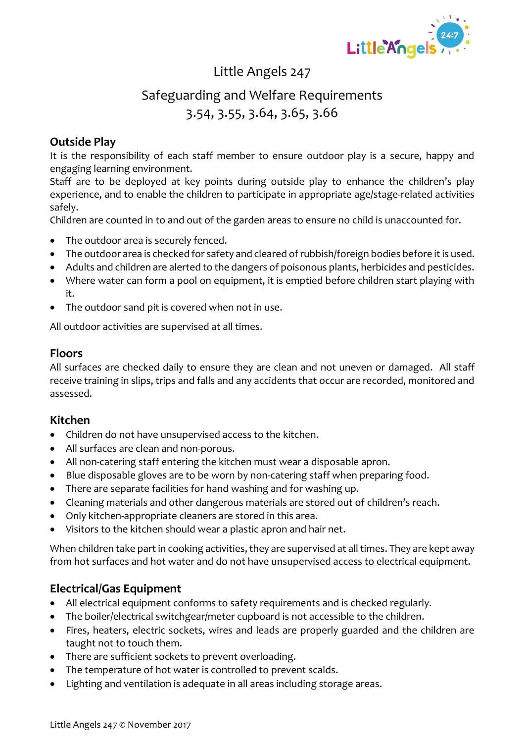Little Angels 247

Safeguarding and Welfare Requirements
3.54, 3.55, 3.64, 3.65, 3.66

## Outside Play

It is the responsibility of each staff member to ensure outdoor play is a secure, happy and engaging learning environment.
Staff are to be deployed at key points during outside play to enhance the children's play experience, and to enable the children to participate in appropriate age/stage-related activities safely.
Children are counted in to and out of the garden areas to ensure no child is unaccounted for.

- The outdoor area is securely fenced.
- The outdoor area is checked for safety and cleared of rubbish/foreign bodies before it is used.
- Adults and children are alerted to the dangers of poisonous plants, herbicides and pesticides.
- Where water can form a pool on equipment, it is emptied before children start playing with it.
- The outdoor sand pit is covered when not in use.

All outdoor activities are supervised at all times.

## Floors

All surfaces are checked daily to ensure they are clean and not uneven or damaged. All staff receive training in slips, trips and falls and any accidents that occur are recorded, monitored and assessed.

## Kitchen

- Children do not have unsupervised access to the kitchen.
- All surfaces are clean and non-porous.
- All non-catering staff entering the kitchen must wear a disposable apron.
- Blue disposable gloves are to be worn by non-catering staff when preparing food.
- There are separate facilities for hand washing and for washing up.
- Cleaning materials and other dangerous materials are stored out of children's reach.
- Only kitchen-appropriate cleaners are stored in this area.
- Visitors to the kitchen should wear a plastic apron and hair net.

When children take part in cooking activities, they are supervised at all times. They are kept away from hot surfaces and hot water and do not have unsupervised access to electrical equipment.

## Electrical/Gas Equipment

- All electrical equipment conforms to safety requirements and is checked regularly.
- The boiler/electrical switchgear/meter cupboard is not accessible to the children.
- Fires, heaters, electric sockets, wires and leads are properly guarded and the children are taught not to touch them.
- There are sufficient sockets to prevent overloading.
- The temperature of hot water is controlled to prevent scalds.
- Lighting and ventilation is adequate in all areas including storage areas.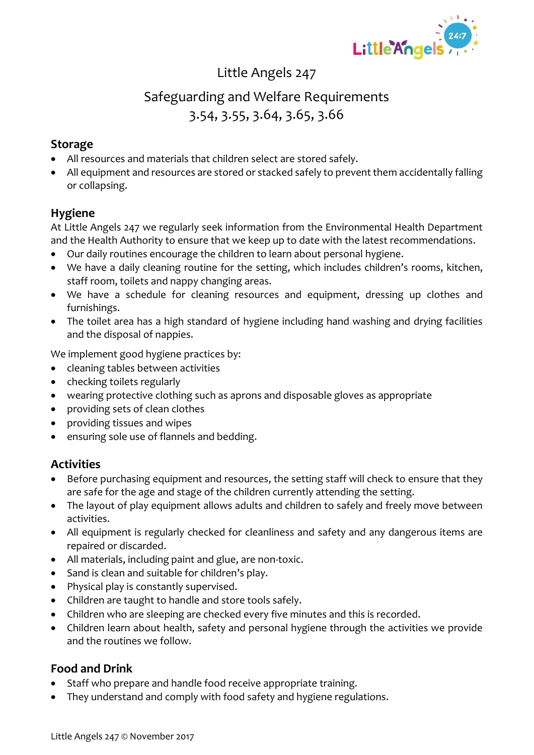Little Angels 247

Safeguarding and Welfare Requirements
3.54, 3.55, 3.64, 3.65, 3.66

## Storage

- All resources and materials that children select are stored safely.
- All equipment and resources are stored or stacked safely to prevent them accidentally falling or collapsing.

## Hygiene

At Little Angels 247 we regularly seek information from the Environmental Health Department and the Health Authority to ensure that we keep up to date with the latest recommendations.

- Our daily routines encourage the children to learn about personal hygiene.
- We have a daily cleaning routine for the setting, which includes children's rooms, kitchen, staff room, toilets and nappy changing areas.
- We have a schedule for cleaning resources and equipment, dressing up clothes and furnishings.
- The toilet area has a high standard of hygiene including hand washing and drying facilities and the disposal of nappies.

We implement good hygiene practices by:

- cleaning tables between activities
- checking toilets regularly
- wearing protective clothing such as aprons and disposable gloves as appropriate
- providing sets of clean clothes
- providing tissues and wipes
- ensuring sole use of flannels and bedding.

## Activities

- Before purchasing equipment and resources, the setting staff will check to ensure that they are safe for the age and stage of the children currently attending the setting.
- The layout of play equipment allows adults and children to safely and freely move between activities.
- All equipment is regularly checked for cleanliness and safety and any dangerous items are repaired or discarded.
- All materials, including paint and glue, are non-toxic.
- Sand is clean and suitable for children's play.
- Physical play is constantly supervised.
- Children are taught to handle and store tools safely.
- Children who are sleeping are checked every five minutes and this is recorded.
- Children learn about health, safety and personal hygiene through the activities we provide and the routines we follow.

## Food and Drink

- Staff who prepare and handle food receive appropriate training.
- They understand and comply with food safety and hygiene regulations.

Little Angels 247 © November 2017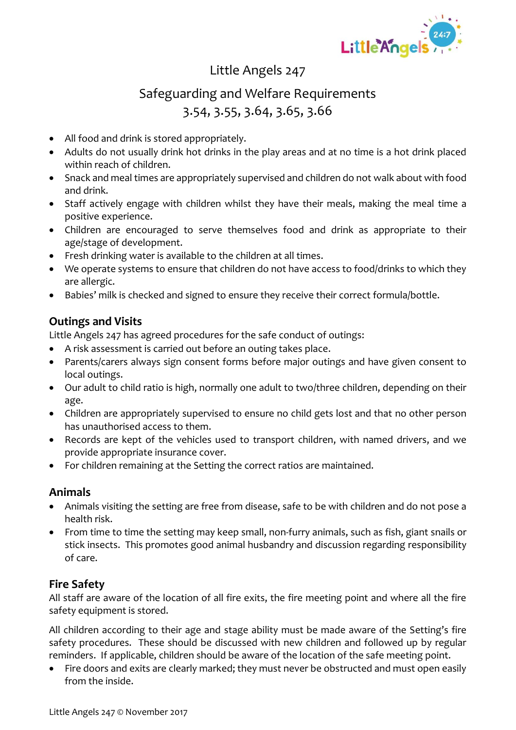Little Angels 247

Safeguarding and Welfare Requirements
3.54, 3.55, 3.64, 3.65, 3.66

- All food and drink is stored appropriately.
- Adults do not usually drink hot drinks in the play areas and at no time is a hot drink placed within reach of children.
- Snack and meal times are appropriately supervised and children do not walk about with food and drink.
- Staff actively engage with children whilst they have their meals, making the meal time a positive experience.
- Children are encouraged to serve themselves food and drink as appropriate to their age/stage of development.
- Fresh drinking water is available to the children at all times.
- We operate systems to ensure that children do not have access to food/drinks to which they are allergic.
- Babies' milk is checked and signed to ensure they receive their correct formula/bottle.

## Outings and Visits

Little Angels 247 has agreed procedures for the safe conduct of outings:

- A risk assessment is carried out before an outing takes place.
- Parents/carers always sign consent forms before major outings and have given consent to local outings.
- Our adult to child ratio is high, normally one adult to two/three children, depending on their age.
- Children are appropriately supervised to ensure no child gets lost and that no other person has unauthorised access to them.
- Records are kept of the vehicles used to transport children, with named drivers, and we provide appropriate insurance cover.
- For children remaining at the Setting the correct ratios are maintained.

## Animals

- Animals visiting the setting are free from disease, safe to be with children and do not pose a health risk.
- From time to time the setting may keep small, non-furry animals, such as fish, giant snails or stick insects. This promotes good animal husbandry and discussion regarding responsibility of care.

## Fire Safety

All staff are aware of the location of all fire exits, the fire meeting point and where all the fire safety equipment is stored.

All children according to their age and stage ability must be made aware of the Setting's fire safety procedures. These should be discussed with new children and followed up by regular reminders. If applicable, children should be aware of the location of the safe meeting point.

- Fire doors and exits are clearly marked; they must never be obstructed and must open easily from the inside.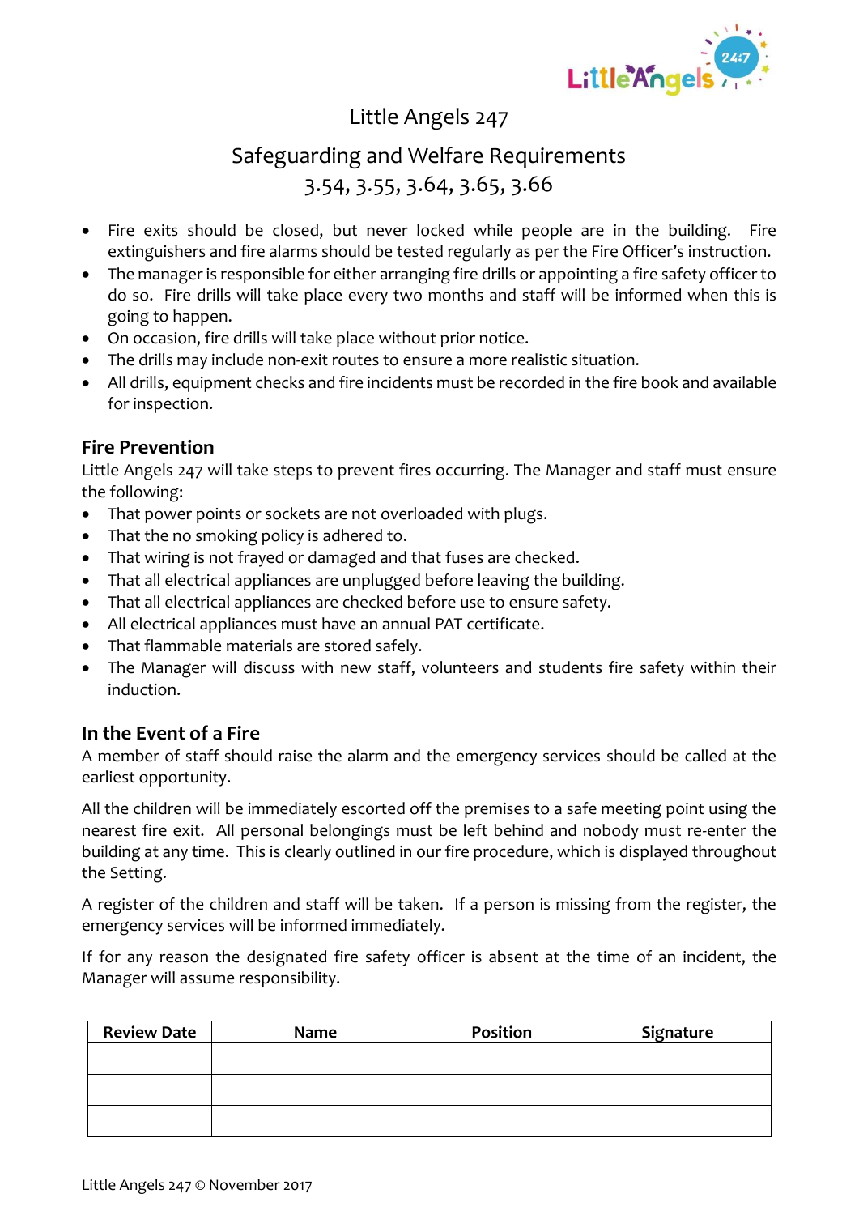Little Angels 247

Safeguarding and Welfare Requirements
3.54, 3.55, 3.64, 3.65, 3.66

- Fire exits should be closed, but never locked while people are in the building. Fire extinguishers and fire alarms should be tested regularly as per the Fire Officer's instruction.
- The manager is responsible for either arranging fire drills or appointing a fire safety officer to do so. Fire drills will take place every two months and staff will be informed when this is going to happen.
- On occasion, fire drills will take place without prior notice.
- The drills may include non-exit routes to ensure a more realistic situation.
- All drills, equipment checks and fire incidents must be recorded in the fire book and available for inspection.

## Fire Prevention

Little Angels 247 will take steps to prevent fires occurring. The Manager and staff must ensure the following:

- That power points or sockets are not overloaded with plugs.
- That the no smoking policy is adhered to.
- That wiring is not frayed or damaged and that fuses are checked.
- That all electrical appliances are unplugged before leaving the building.
- That all electrical appliances are checked before use to ensure safety.
- All electrical appliances must have an annual PAT certificate.
- That flammable materials are stored safely.
- The Manager will discuss with new staff, volunteers and students fire safety within their induction.

## In the Event of a Fire

A member of staff should raise the alarm and the emergency services should be called at the earliest opportunity.

All the children will be immediately escorted off the premises to a safe meeting point using the nearest fire exit. All personal belongings must be left behind and nobody must re-enter the building at any time. This is clearly outlined in our fire procedure, which is displayed throughout the Setting.

A register of the children and staff will be taken. If a person is missing from the register, the emergency services will be informed immediately.

If for any reason the designated fire safety officer is absent at the time of an incident, the Manager will assume responsibility.

| Review Date | Name | Position | Signature |
|---|---|---|---|
| | | | |
| | | | |
| | | | |

Little Angels 247 © November 2017